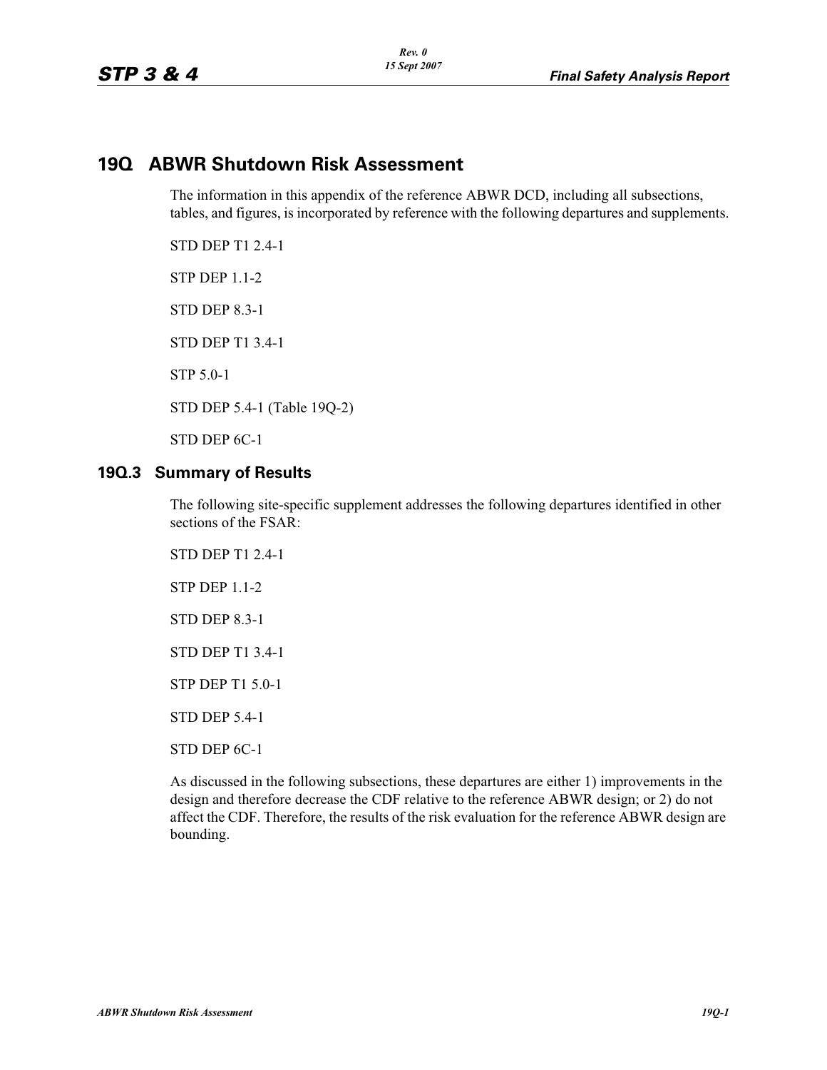# 19Q ABWR Shutdown Risk Assessment

The information in this appendix of the reference ABWR DCD, including all subsections, tables, and figures, is incorporated by reference with the following departures and supplements.

STD DEP T1 2.4-1

STP DEP 1.1-2

STD DEP 8.3-1

STD DEP T1 3.4-1

STP 5.0-1

STD DEP 5.4-1 (Table 19Q-2)

STD DEP 6C-1

## 19Q.3 Summary of Results

The following site-specific supplement addresses the following departures identified in other sections of the FSAR:

STD DEP T1 2.4-1

STP DEP 1.1-2

STD DEP 8.3-1

STD DEP T1 3.4-1

STP DEP T1 5.0-1

STD DEP 5.4-1

STD DEP 6C-1

As discussed in the following subsections, these departures are either 1) improvements in the design and therefore decrease the CDF relative to the reference ABWR design; or 2) do not affect the CDF. Therefore, the results of the risk evaluation for the reference ABWR design are bounding.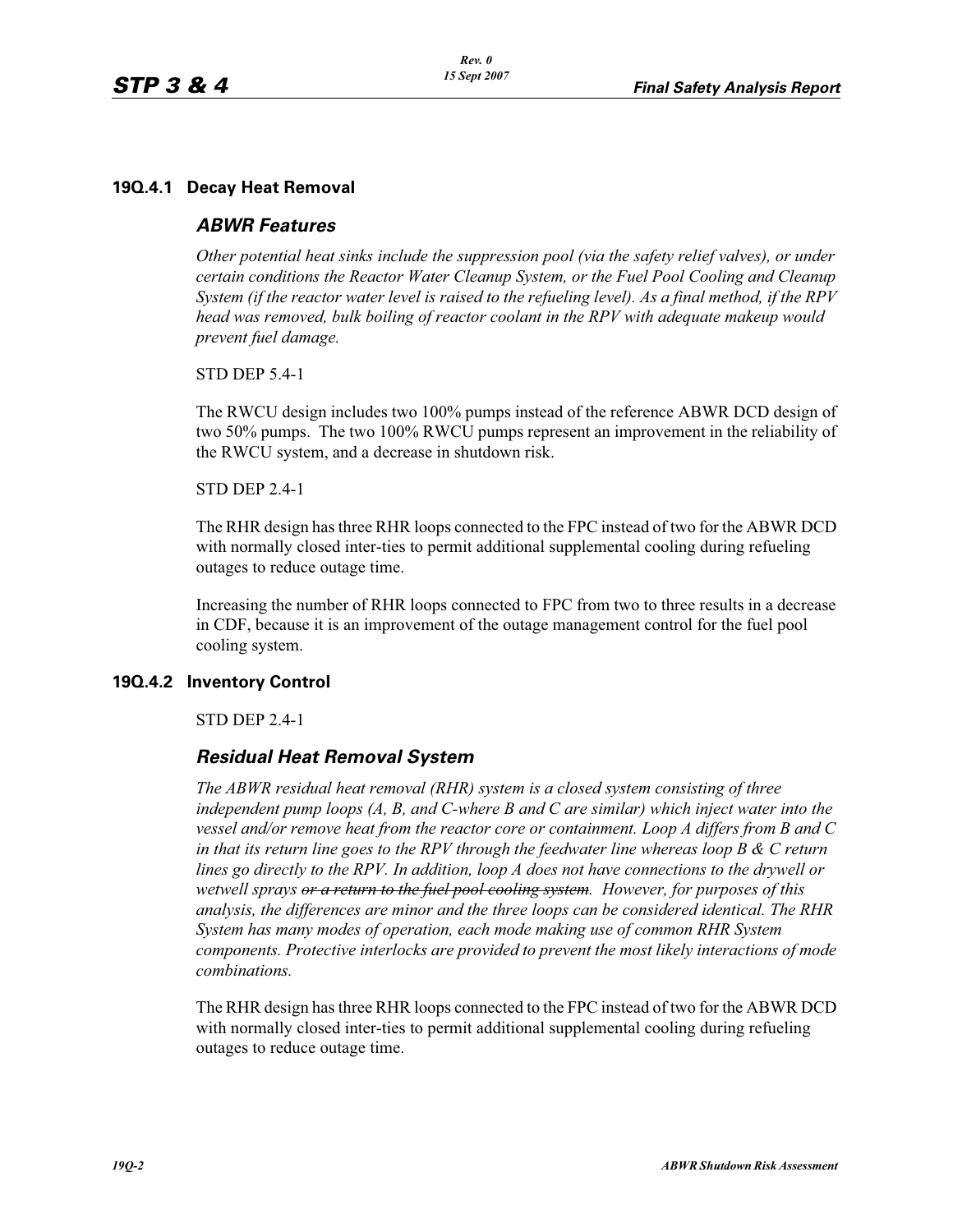### 19Q.4.1 Decay Heat Removal

#### *ABWR Features*

*Other potential heat sinks include the suppression pool (via the safety relief valves), or under certain conditions the Reactor Water Cleanup System, or the Fuel Pool Cooling and Cleanup System (if the reactor water level is raised to the refueling level). As a final method, if the RPV head was removed, bulk boiling of reactor coolant in the RPV with adequate makeup would prevent fuel damage.*

STD DEP 5.4-1

The RWCU design includes two 100% pumps instead of the reference ABWR DCD design of two 50% pumps. The two 100% RWCU pumps represent an improvement in the reliability of the RWCU system, and a decrease in shutdown risk.

STD DEP 2.4-1

The RHR design has three RHR loops connected to the FPC instead of two for the ABWR DCD with normally closed inter-ties to permit additional supplemental cooling during refueling outages to reduce outage time.

Increasing the number of RHR loops connected to FPC from two to three results in a decrease in CDF, because it is an improvement of the outage management control for the fuel pool cooling system.

### 19Q.4.2 Inventory Control

STD DEP 2.4-1

#### *Residual Heat Removal System*

*The ABWR residual heat removal (RHR) system is a closed system consisting of three independent pump loops (A, B, and C-where B and C are similar) which inject water into the vessel and/or remove heat from the reactor core or containment. Loop A differs from B and C in that its return line goes to the RPV through the feedwater line whereas loop B & C return lines go directly to the RPV. In addition, loop A does not have connections to the drywell or wetwell sprays ~~or a return to the fuel pool cooling system~~. However, for purposes of this analysis, the differences are minor and the three loops can be considered identical. The RHR System has many modes of operation, each mode making use of common RHR System components. Protective interlocks are provided to prevent the most likely interactions of mode combinations.*

The RHR design has three RHR loops connected to the FPC instead of two for the ABWR DCD with normally closed inter-ties to permit additional supplemental cooling during refueling outages to reduce outage time.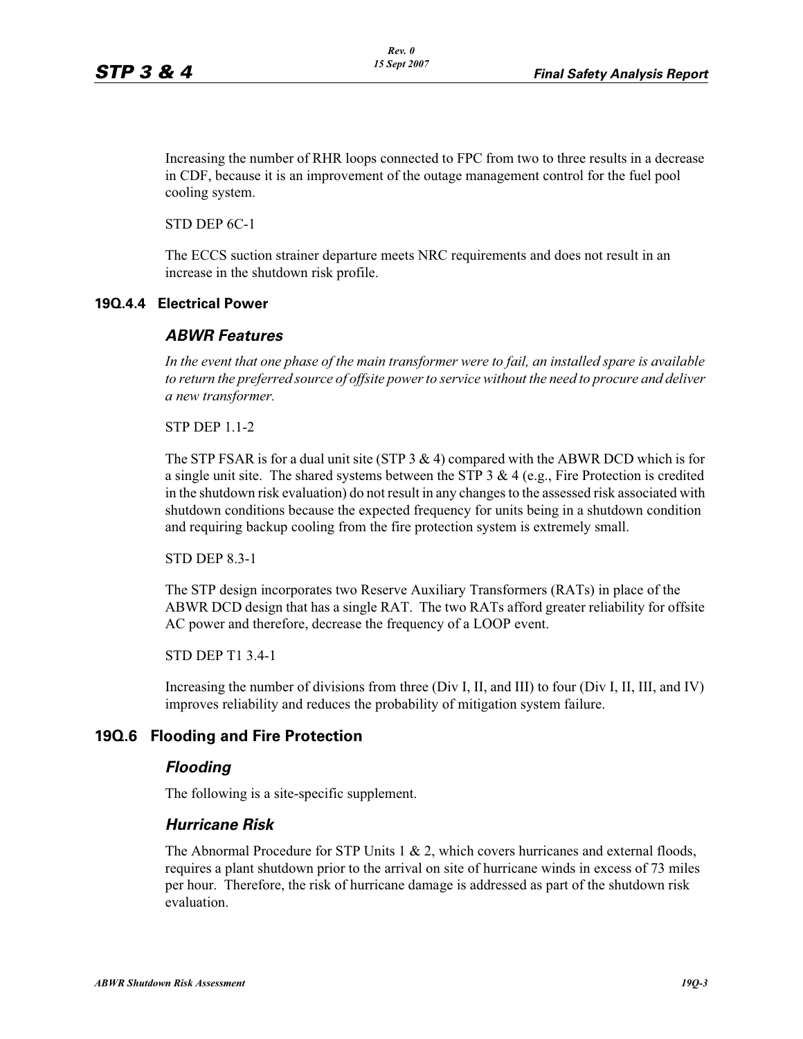Increasing the number of RHR loops connected to FPC from two to three results in a decrease in CDF, because it is an improvement of the outage management control for the fuel pool cooling system.

STD DEP 6C-1

The ECCS suction strainer departure meets NRC requirements and does not result in an increase in the shutdown risk profile.

### 19Q.4.4 Electrical Power

#### *ABWR Features*

*In the event that one phase of the main transformer were to fail, an installed spare is available to return the preferred source of offsite power to service without the need to procure and deliver a new transformer.*

STP DEP 1.1-2

The STP FSAR is for a dual unit site (STP 3 & 4) compared with the ABWR DCD which is for a single unit site. The shared systems between the STP 3 & 4 (e.g., Fire Protection is credited in the shutdown risk evaluation) do not result in any changes to the assessed risk associated with shutdown conditions because the expected frequency for units being in a shutdown condition and requiring backup cooling from the fire protection system is extremely small.

STD DEP 8.3-1

The STP design incorporates two Reserve Auxiliary Transformers (RATs) in place of the ABWR DCD design that has a single RAT. The two RATs afford greater reliability for offsite AC power and therefore, decrease the frequency of a LOOP event.

STD DEP T1 3.4-1

Increasing the number of divisions from three (Div I, II, and III) to four (Div I, II, III, and IV) improves reliability and reduces the probability of mitigation system failure.

## 19Q.6 Flooding and Fire Protection

#### *Flooding*

The following is a site-specific supplement.

#### *Hurricane Risk*

The Abnormal Procedure for STP Units 1 & 2, which covers hurricanes and external floods, requires a plant shutdown prior to the arrival on site of hurricane winds in excess of 73 miles per hour. Therefore, the risk of hurricane damage is addressed as part of the shutdown risk evaluation.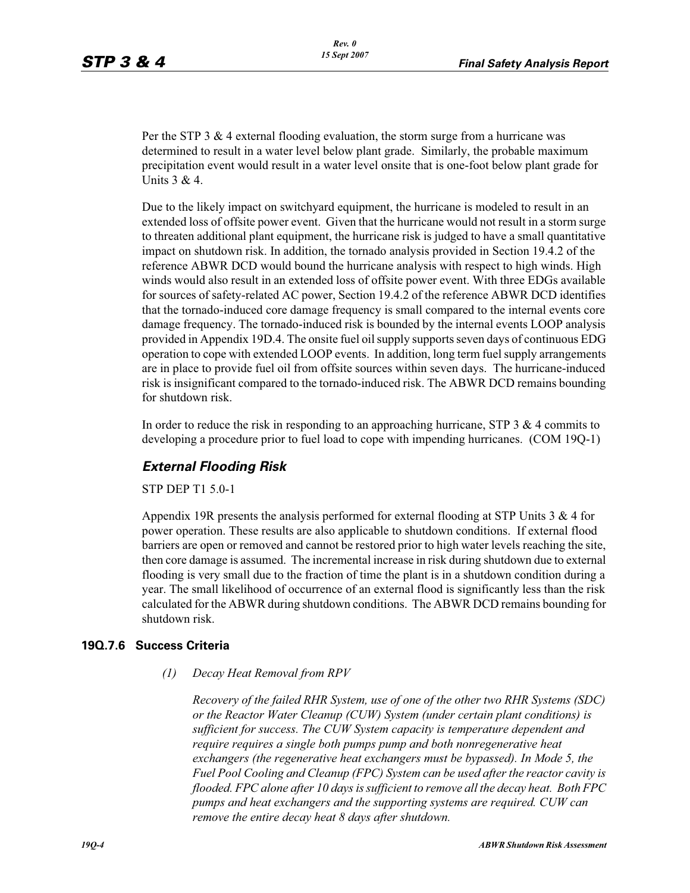Per the STP 3 & 4 external flooding evaluation, the storm surge from a hurricane was determined to result in a water level below plant grade. Similarly, the probable maximum precipitation event would result in a water level onsite that is one-foot below plant grade for Units 3 & 4.

Due to the likely impact on switchyard equipment, the hurricane is modeled to result in an extended loss of offsite power event. Given that the hurricane would not result in a storm surge to threaten additional plant equipment, the hurricane risk is judged to have a small quantitative impact on shutdown risk. In addition, the tornado analysis provided in Section 19.4.2 of the reference ABWR DCD would bound the hurricane analysis with respect to high winds. High winds would also result in an extended loss of offsite power event. With three EDGs available for sources of safety-related AC power, Section 19.4.2 of the reference ABWR DCD identifies that the tornado-induced core damage frequency is small compared to the internal events core damage frequency. The tornado-induced risk is bounded by the internal events LOOP analysis provided in Appendix 19D.4. The onsite fuel oil supply supports seven days of continuous EDG operation to cope with extended LOOP events. In addition, long term fuel supply arrangements are in place to provide fuel oil from offsite sources within seven days. The hurricane-induced risk is insignificant compared to the tornado-induced risk. The ABWR DCD remains bounding for shutdown risk.

In order to reduce the risk in responding to an approaching hurricane, STP 3 & 4 commits to developing a procedure prior to fuel load to cope with impending hurricanes. (COM 19Q-1)

### *External Flooding Risk*

STP DEP T1 5.0-1

Appendix 19R presents the analysis performed for external flooding at STP Units 3 & 4 for power operation. These results are also applicable to shutdown conditions. If external flood barriers are open or removed and cannot be restored prior to high water levels reaching the site, then core damage is assumed. The incremental increase in risk during shutdown due to external flooding is very small due to the fraction of time the plant is in a shutdown condition during a year. The small likelihood of occurrence of an external flood is significantly less than the risk calculated for the ABWR during shutdown conditions. The ABWR DCD remains bounding for shutdown risk.

## 19Q.7.6 Success Criteria

*(1) Decay Heat Removal from RPV*

*Recovery of the failed RHR System, use of one of the other two RHR Systems (SDC) or the Reactor Water Cleanup (CUW) System (under certain plant conditions) is sufficient for success. The CUW System capacity is temperature dependent and require requires a single both pumps pump and both nonregenerative heat exchangers (the regenerative heat exchangers must be bypassed). In Mode 5, the Fuel Pool Cooling and Cleanup (FPC) System can be used after the reactor cavity is flooded. FPC alone after 10 days is sufficient to remove all the decay heat. Both FPC pumps and heat exchangers and the supporting systems are required. CUW can remove the entire decay heat 8 days after shutdown.*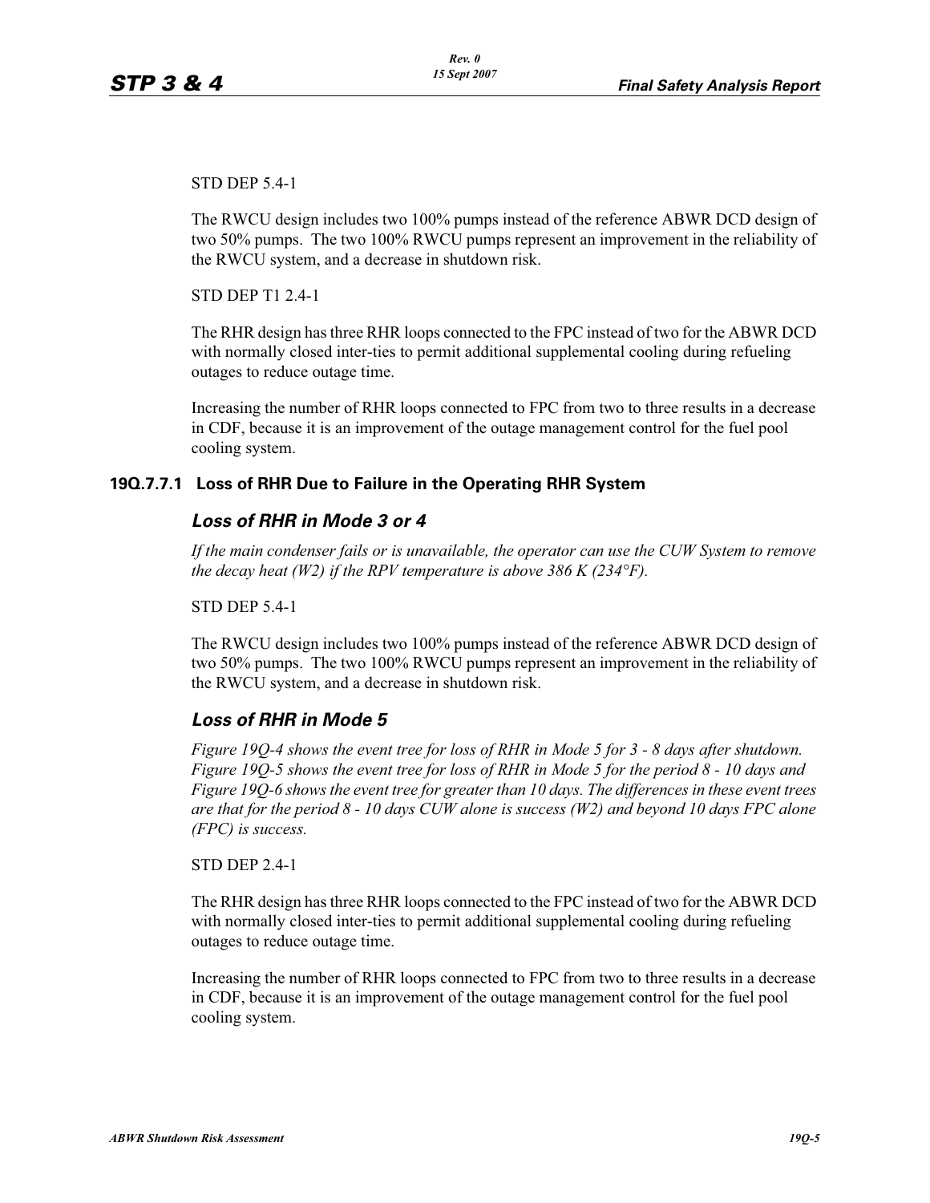STD DEP 5.4-1

The RWCU design includes two 100% pumps instead of the reference ABWR DCD design of two 50% pumps. The two 100% RWCU pumps represent an improvement in the reliability of the RWCU system, and a decrease in shutdown risk.

STD DEP T1 2.4-1

The RHR design has three RHR loops connected to the FPC instead of two for the ABWR DCD with normally closed inter-ties to permit additional supplemental cooling during refueling outages to reduce outage time.

Increasing the number of RHR loops connected to FPC from two to three results in a decrease in CDF, because it is an improvement of the outage management control for the fuel pool cooling system.

### 19Q.7.7.1 Loss of RHR Due to Failure in the Operating RHR System

#### *Loss of RHR in Mode 3 or 4*

*If the main condenser fails or is unavailable, the operator can use the CUW System to remove the decay heat (W2) if the RPV temperature is above 386 K (234°F).*

STD DEP 5.4-1

The RWCU design includes two 100% pumps instead of the reference ABWR DCD design of two 50% pumps. The two 100% RWCU pumps represent an improvement in the reliability of the RWCU system, and a decrease in shutdown risk.

#### *Loss of RHR in Mode 5*

*Figure 19Q-4 shows the event tree for loss of RHR in Mode 5 for 3 - 8 days after shutdown. Figure 19Q-5 shows the event tree for loss of RHR in Mode 5 for the period 8 - 10 days and Figure 19Q-6 shows the event tree for greater than 10 days. The differences in these event trees are that for the period 8 - 10 days CUW alone is success (W2) and beyond 10 days FPC alone (FPC) is success.*

STD DEP 2.4-1

The RHR design has three RHR loops connected to the FPC instead of two for the ABWR DCD with normally closed inter-ties to permit additional supplemental cooling during refueling outages to reduce outage time.

Increasing the number of RHR loops connected to FPC from two to three results in a decrease in CDF, because it is an improvement of the outage management control for the fuel pool cooling system.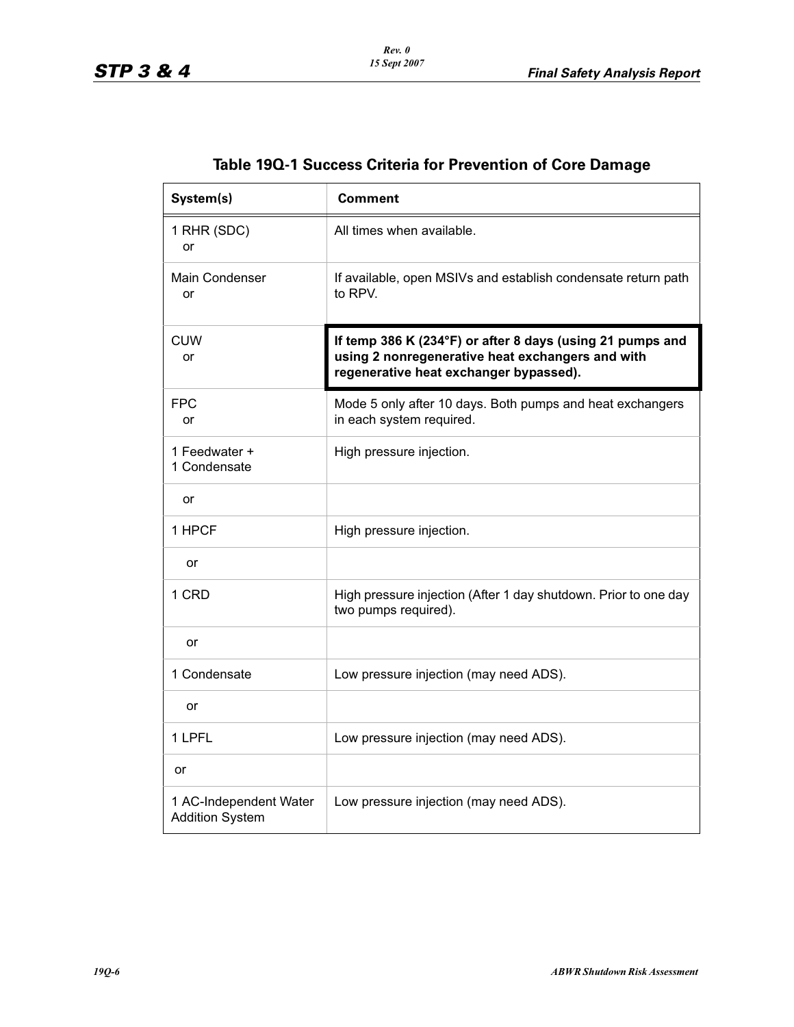## Table 19Q-1 Success Criteria for Prevention of Core Damage

| System(s) | Comment |
| --- | --- |
| 1 RHR (SDC)<br>or | All times when available. |
| Main Condenser<br>or | If available, open MSIVs and establish condensate return path to RPV. |
| CUW<br>or | **If temp 386 K (234°F) or after 8 days (using 21 pumps and using 2 nonregenerative heat exchangers and with regenerative heat exchanger bypassed).** |
| FPC<br>or | Mode 5 only after 10 days. Both pumps and heat exchangers in each system required. |
| 1 Feedwater +<br>1 Condensate | High pressure injection. |
| or | |
| 1 HPCF | High pressure injection. |
| or | |
| 1 CRD | High pressure injection (After 1 day shutdown. Prior to one day two pumps required). |
| or | |
| 1 Condensate | Low pressure injection (may need ADS). |
| or | |
| 1 LPFL | Low pressure injection (may need ADS). |
| or | |
| 1 AC-Independent Water Addition System | Low pressure injection (may need ADS). |